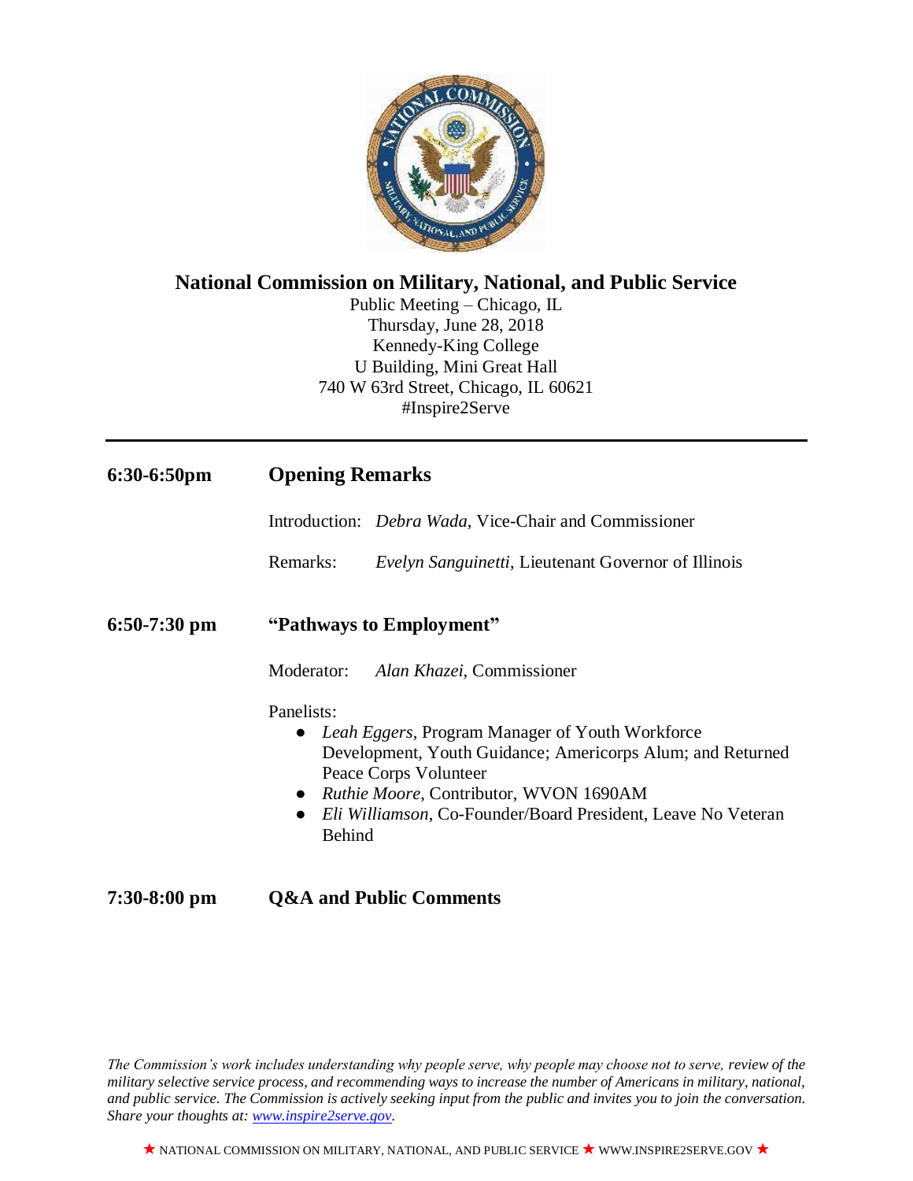# National Commission on Military, National, and Public Service

Public Meeting – Chicago, IL
Thursday, June 28, 2018
Kennedy-King College
U Building, Mini Great Hall
740 W 63rd Street, Chicago, IL 60621
#Inspire2Serve

---

## 6:30-6:50pm — Opening Remarks

Introduction: *Debra Wada*, Vice-Chair and Commissioner

Remarks: *Evelyn Sanguinetti*, Lieutenant Governor of Illinois

## 6:50-7:30 pm — "Pathways to Employment"

Moderator: *Alan Khazei,* Commissioner

Panelists:

- *Leah Eggers*, Program Manager of Youth Workforce Development, Youth Guidance; Americorps Alum; and Returned Peace Corps Volunteer
- *Ruthie Moore*, Contributor, WVON 1690AM
- *Eli Williamson*, Co-Founder/Board President, Leave No Veteran Behind

## 7:30-8:00 pm — Q&A and Public Comments

*The Commission's work includes understanding why people serve, why people may choose not to serve, review of the military selective service process, and recommending ways to increase the number of Americans in military, national, and public service. The Commission is actively seeking input from the public and invites you to join the conversation. Share your thoughts at: [www.inspire2serve.gov](http://www.inspire2serve.gov).*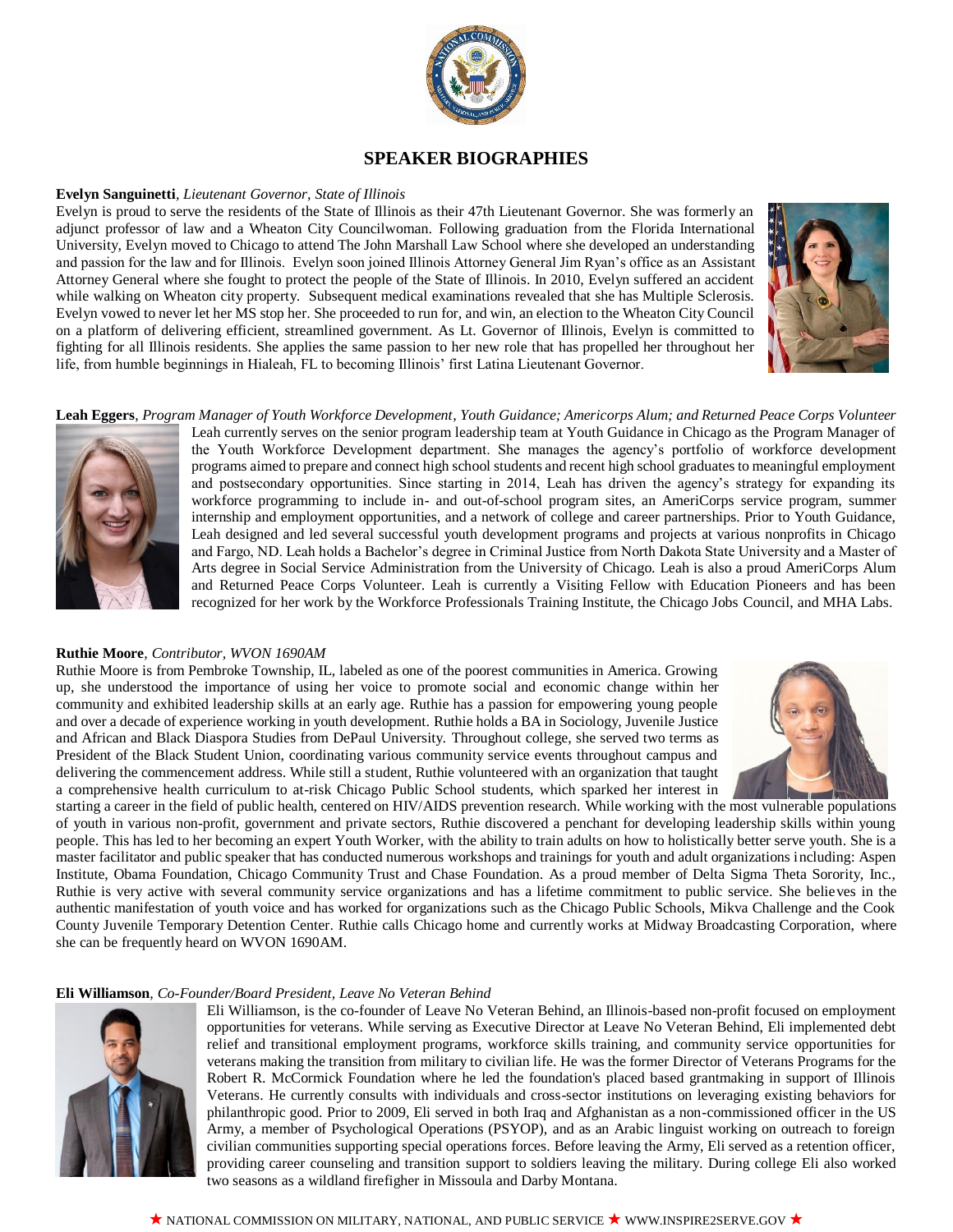## SPEAKER BIOGRAPHIES

**Evelyn Sanguinetti**, *Lieutenant Governor, State of Illinois*

Evelyn is proud to serve the residents of the State of Illinois as their 47th Lieutenant Governor. She was formerly an adjunct professor of law and a Wheaton City Councilwoman. Following graduation from the Florida International University, Evelyn moved to Chicago to attend The John Marshall Law School where she developed an understanding and passion for the law and for Illinois. Evelyn soon joined Illinois Attorney General Jim Ryan's office as an Assistant Attorney General where she fought to protect the people of the State of Illinois. In 2010, Evelyn suffered an accident while walking on Wheaton city property. Subsequent medical examinations revealed that she has Multiple Sclerosis. Evelyn vowed to never let her MS stop her. She proceeded to run for, and win, an election to the Wheaton City Council on a platform of delivering efficient, streamlined government. As Lt. Governor of Illinois, Evelyn is committed to fighting for all Illinois residents. She applies the same passion to her new role that has propelled her throughout her life, from humble beginnings in Hialeah, FL to becoming Illinois' first Latina Lieutenant Governor.

**Leah Eggers**, *Program Manager of Youth Workforce Development, Youth Guidance; Americorps Alum; and Returned Peace Corps Volunteer*

Leah currently serves on the senior program leadership team at Youth Guidance in Chicago as the Program Manager of the Youth Workforce Development department. She manages the agency's portfolio of workforce development programs aimed to prepare and connect high school students and recent high school graduates to meaningful employment and postsecondary opportunities. Since starting in 2014, Leah has driven the agency's strategy for expanding its workforce programming to include in- and out-of-school program sites, an AmeriCorps service program, summer internship and employment opportunities, and a network of college and career partnerships. Prior to Youth Guidance, Leah designed and led several successful youth development programs and projects at various nonprofits in Chicago and Fargo, ND. Leah holds a Bachelor's degree in Criminal Justice from North Dakota State University and a Master of Arts degree in Social Service Administration from the University of Chicago. Leah is also a proud AmeriCorps Alum and Returned Peace Corps Volunteer. Leah is currently a Visiting Fellow with Education Pioneers and has been recognized for her work by the Workforce Professionals Training Institute, the Chicago Jobs Council, and MHA Labs.

**Ruthie Moore**, *Contributor, WVON 1690AM*

Ruthie Moore is from Pembroke Township, IL, labeled as one of the poorest communities in America. Growing up, she understood the importance of using her voice to promote social and economic change within her community and exhibited leadership skills at an early age. Ruthie has a passion for empowering young people and over a decade of experience working in youth development. Ruthie holds a BA in Sociology, Juvenile Justice and African and Black Diaspora Studies from DePaul University. Throughout college, she served two terms as President of the Black Student Union, coordinating various community service events throughout campus and delivering the commencement address. While still a student, Ruthie volunteered with an organization that taught a comprehensive health curriculum to at-risk Chicago Public School students, which sparked her interest in starting a career in the field of public health, centered on HIV/AIDS prevention research. While working with the most vulnerable populations of youth in various non-profit, government and private sectors, Ruthie discovered a penchant for developing leadership skills within young people. This has led to her becoming an expert Youth Worker, with the ability to train adults on how to holistically better serve youth. She is a master facilitator and public speaker that has conducted numerous workshops and trainings for youth and adult organizations including: Aspen Institute, Obama Foundation, Chicago Community Trust and Chase Foundation. As a proud member of Delta Sigma Theta Sorority, Inc., Ruthie is very active with several community service organizations and has a lifetime commitment to public service. She believes in the authentic manifestation of youth voice and has worked for organizations such as the Chicago Public Schools, Mikva Challenge and the Cook County Juvenile Temporary Detention Center. Ruthie calls Chicago home and currently works at Midway Broadcasting Corporation, where she can be frequently heard on WVON 1690AM.

**Eli Williamson**, *Co-Founder/Board President, Leave No Veteran Behind*

Eli Williamson, is the co-founder of Leave No Veteran Behind, an Illinois-based non-profit focused on employment opportunities for veterans. While serving as Executive Director at Leave No Veteran Behind, Eli implemented debt relief and transitional employment programs, workforce skills training, and community service opportunities for veterans making the transition from military to civilian life. He was the former Director of Veterans Programs for the Robert R. McCormick Foundation where he led the foundation's placed based grantmaking in support of Illinois Veterans. He currently consults with individuals and cross-sector institutions on leveraging existing behaviors for philanthropic good. Prior to 2009, Eli served in both Iraq and Afghanistan as a non-commissioned officer in the US Army, a member of Psychological Operations (PSYOP), and as an Arabic linguist working on outreach to foreign civilian communities supporting special operations forces. Before leaving the Army, Eli served as a retention officer, providing career counseling and transition support to soldiers leaving the military. During college Eli also worked two seasons as a wildland firefighter in Missoula and Darby Montana.